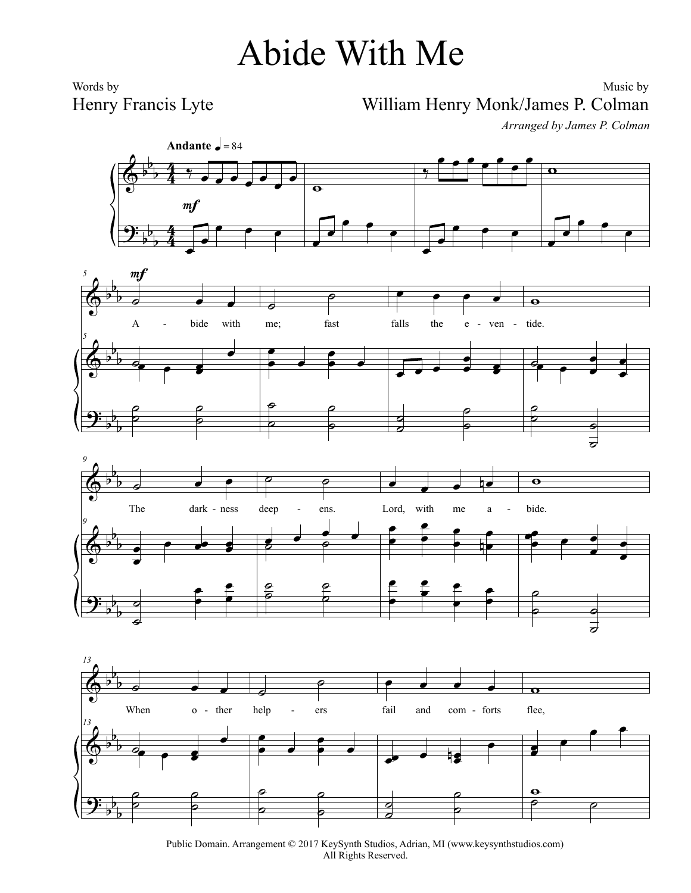# Abide With Me

Words by
Henry Francis Lyte

Music by
William Henry Monk/James P. Colman

*Arranged by James P. Colman*

**Andante** ♩ = 84

A - bide with me; fast falls the e - ven - tide.

The dark - ness deep - ens. Lord, with me a - bide.

When o - ther help - ers fail and com - forts flee,

Public Domain. Arrangement © 2017 KeySynth Studios, Adrian, MI (www.keysynthstudios.com)
All Rights Reserved.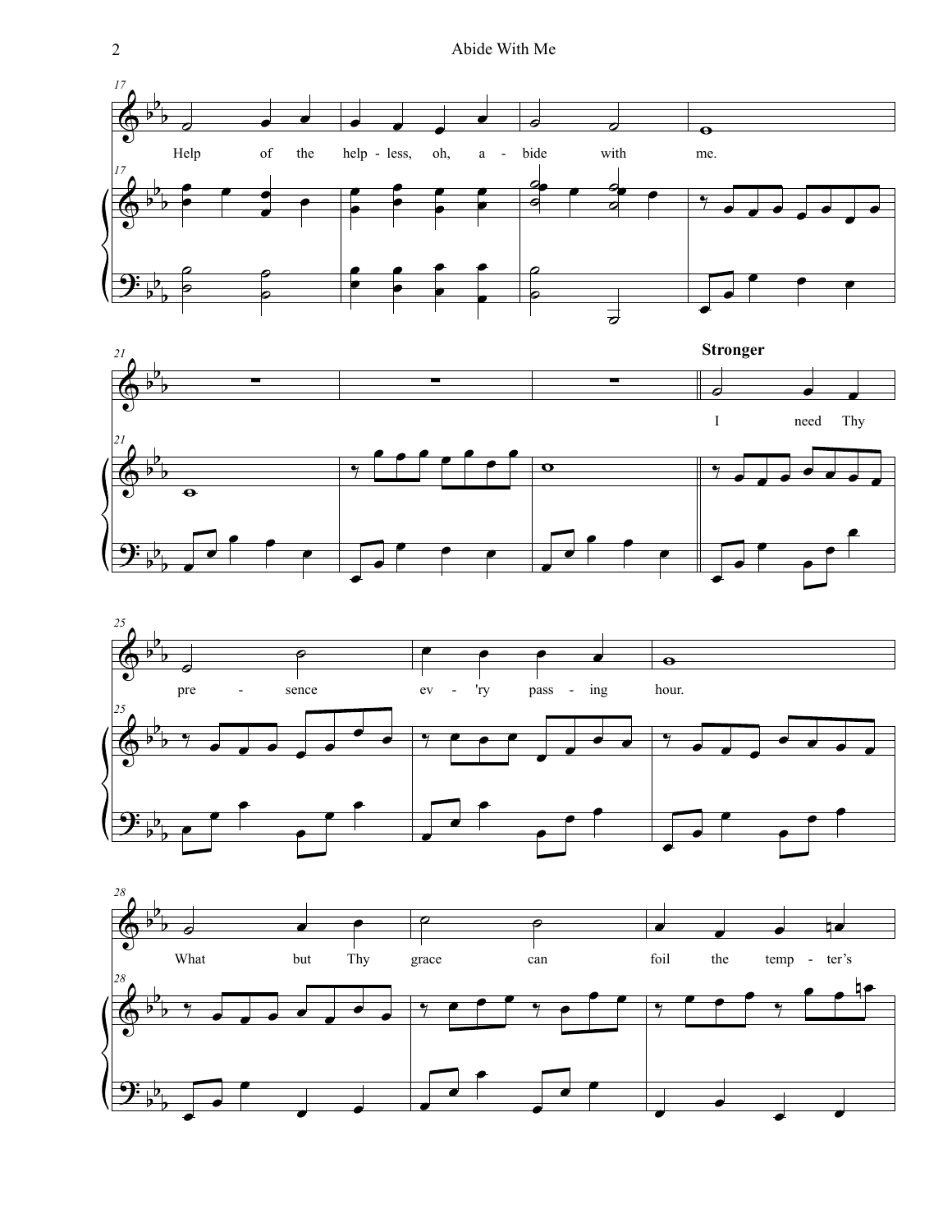Help of the help - less, oh, a - bide with me.

**Stronger**

I need Thy pre - sence ev - 'ry pass - ing hour.

What but Thy grace can foil the temp - ter's